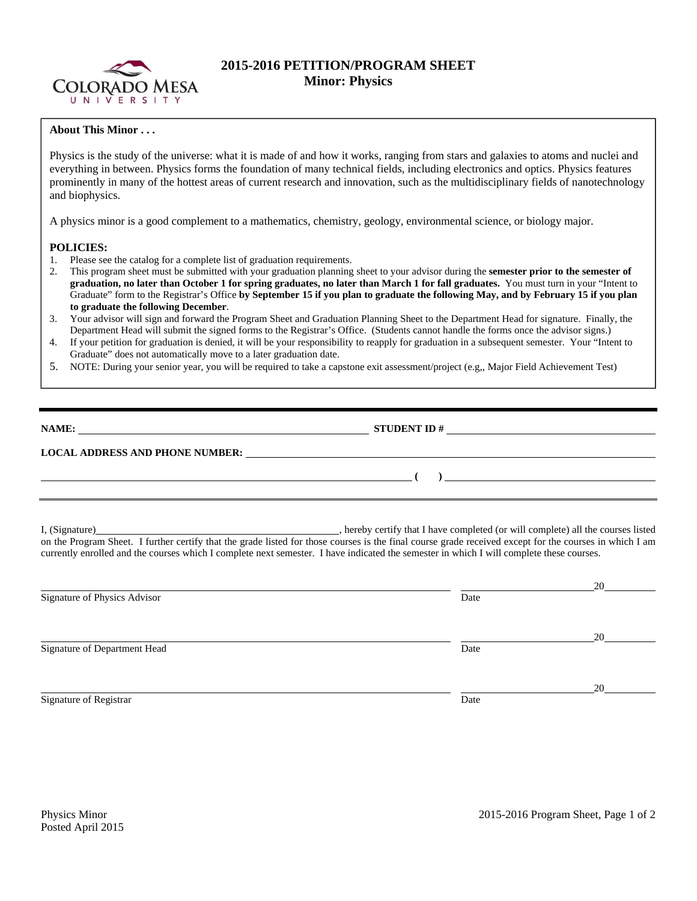# 2015-2016 PETITION/PROGRAM SHEET
## Minor: Physics

**About This Minor . . .**

Physics is the study of the universe: what it is made of and how it works, ranging from stars and galaxies to atoms and nuclei and everything in between. Physics forms the foundation of many technical fields, including electronics and optics. Physics features prominently in many of the hottest areas of current research and innovation, such as the multidisciplinary fields of nanotechnology and biophysics.

A physics minor is a good complement to a mathematics, chemistry, geology, environmental science, or biology major.

**POLICIES:**

1. Please see the catalog for a complete list of graduation requirements.
2. This program sheet must be submitted with your graduation planning sheet to your advisor during the **semester prior to the semester of graduation, no later than October 1 for spring graduates, no later than March 1 for fall graduates.** You must turn in your "Intent to Graduate" form to the Registrar's Office **by September 15 if you plan to graduate the following May, and by February 15 if you plan to graduate the following December**.
3. Your advisor will sign and forward the Program Sheet and Graduation Planning Sheet to the Department Head for signature. Finally, the Department Head will submit the signed forms to the Registrar's Office. (Students cannot handle the forms once the advisor signs.)
4. If your petition for graduation is denied, it will be your responsibility to reapply for graduation in a subsequent semester. Your "Intent to Graduate" does not automatically move to a later graduation date.
5. NOTE: During your senior year, you will be required to take a capstone exit assessment/project (e.g,, Major Field Achievement Test)

---

**NAME:** ______________________________ **STUDENT ID #** ______________________________

**LOCAL ADDRESS AND PHONE NUMBER:** ______________________________

______________________________ **( )** ______________________________

---

I, (Signature)______________________________, hereby certify that I have completed (or will complete) all the courses listed on the Program Sheet. I further certify that the grade listed for those courses is the final course grade received except for the courses in which I am currently enrolled and the courses which I complete next semester. I have indicated the semester in which I will complete these courses.

______________________________ ______________________________20________
Signature of Physics Advisor Date

______________________________ ______________________________20________
Signature of Department Head Date

______________________________ ______________________________20________
Signature of Registrar Date

Physics Minor
Posted April 2015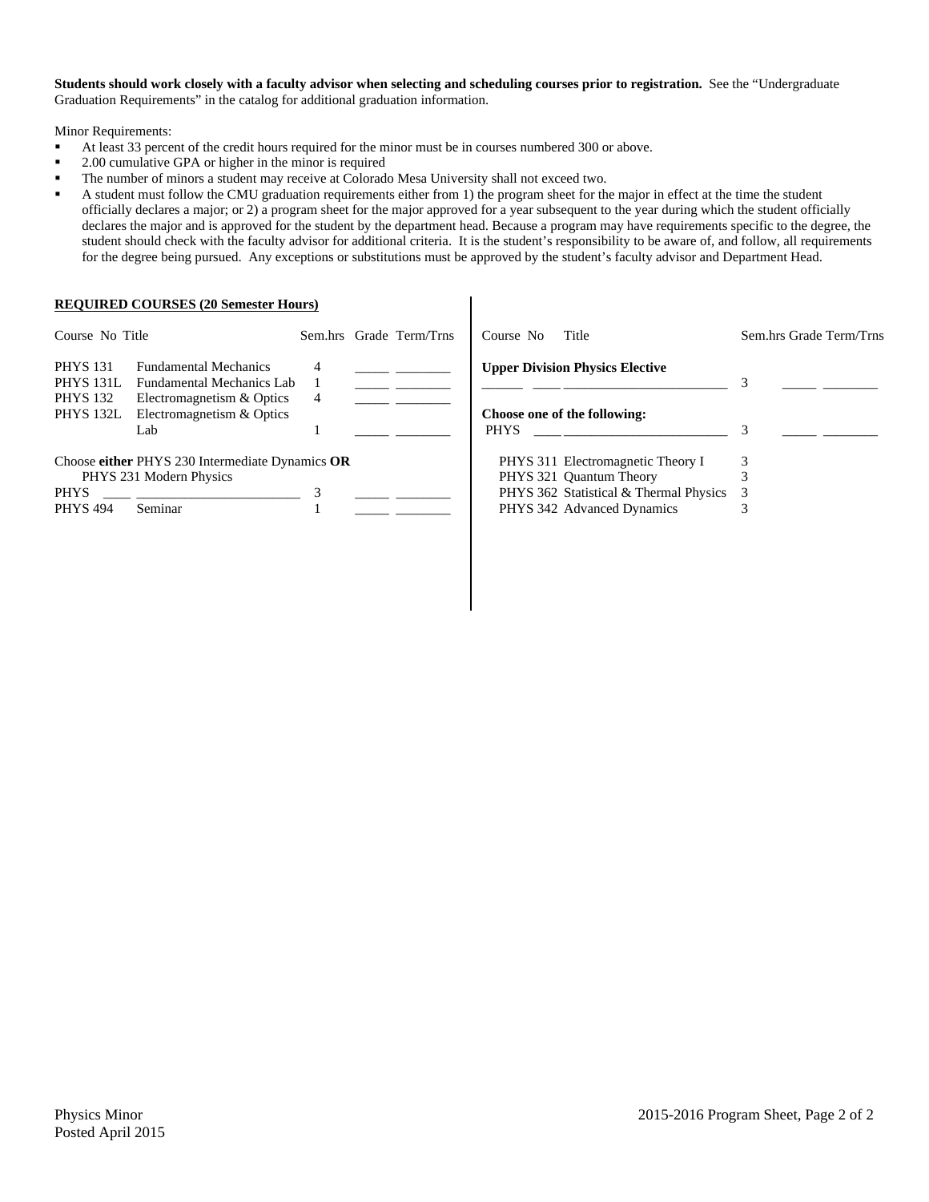**Students should work closely with a faculty advisor when selecting and scheduling courses prior to registration.** See the "Undergraduate Graduation Requirements" in the catalog for additional graduation information.

Minor Requirements:

- At least 33 percent of the credit hours required for the minor must be in courses numbered 300 or above.
- 2.00 cumulative GPA or higher in the minor is required
- The number of minors a student may receive at Colorado Mesa University shall not exceed two.
- A student must follow the CMU graduation requirements either from 1) the program sheet for the major in effect at the time the student officially declares a major; or 2) a program sheet for the major approved for a year subsequent to the year during which the student officially declares the major and is approved for the student by the department head. Because a program may have requirements specific to the degree, the student should check with the faculty advisor for additional criteria. It is the student's responsibility to be aware of, and follow, all requirements for the degree being pursued. Any exceptions or substitutions must be approved by the student's faculty advisor and Department Head.

**REQUIRED COURSES (20 Semester Hours)**

| Course No | Title | Sem.hrs | Grade | Term/Trns |
|---|---|---|---|---|
| PHYS 131 | Fundamental Mechanics | 4 | _____ | ________ |
| PHYS 131L | Fundamental Mechanics Lab | 1 | _____ | ________ |
| PHYS 132 | Electromagnetism & Optics | 4 | _____ | ________ |
| PHYS 132L | Electromagnetism & Optics Lab | 1 | _____ | ________ |

Choose **either** PHYS 230 Intermediate Dynamics **OR** PHYS 231 Modern Physics

| Course No | Title | Sem.hrs | Grade | Term/Trns |
|---|---|---|---|---|
| PHYS ____ | ________________________ | 3 | _____ | ________ |
| PHYS 494 | Seminar | 1 | _____ | ________ |

| Course No | Title | Sem.hrs | Grade | Term/Trns |
|---|---|---|---|---|
| **Upper Division Physics Elective** | | | | |
| ______ ____ | ________________________ | 3 | _____ | ________ |
| **Choose one of the following:** | | | | |
| PHYS ____ | ________________________ | 3 | _____ | ________ |

PHYS 311 Electromagnetic Theory I 3
PHYS 321 Quantum Theory 3
PHYS 362 Statistical & Thermal Physics 3
PHYS 342 Advanced Dynamics 3

Physics Minor
Posted April 2015